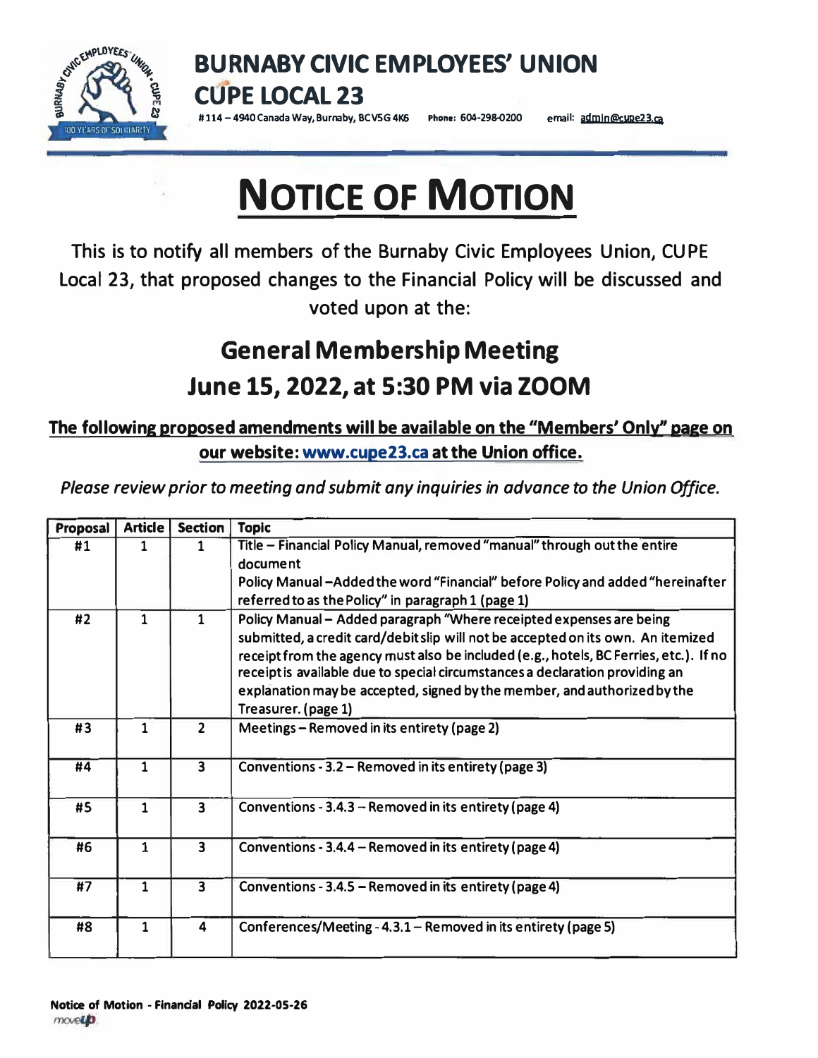# BURNABY CIVIC EMPLOYEES' UNION
# CUPE LOCAL 23

#114 – 4940 Canada Way, Burnaby, BC V5G 4K6 Phone: 604-298-0200 email: admin@cupe23.ca

# NOTICE OF MOTION

This is to notify all members of the Burnaby Civic Employees Union, CUPE Local 23, that proposed changes to the Financial Policy will be discussed and voted upon at the:

## General Membership Meeting
## June 15, 2022, at 5:30 PM via ZOOM

**The following proposed amendments will be available on the "Members' Only" page on our website: www.cupe23.ca at the Union office.**

*Please review prior to meeting and submit any inquiries in advance to the Union Office.*

| Proposal | Article | Section | Topic |
|---|---|---|---|
| #1 | 1 | 1 | Title – Financial Policy Manual, removed "manual" through out the entire document<br>Policy Manual – Added the word "Financial" before Policy and added "hereinafter referred to as the Policy" in paragraph 1 (page 1) |
| #2 | 1 | 1 | Policy Manual – Added paragraph "Where receipted expenses are being submitted, a credit card/debit slip will not be accepted on its own. An itemized receipt from the agency must also be included (e.g., hotels, BC Ferries, etc.). If no receipt is available due to special circumstances a declaration providing an explanation may be accepted, signed by the member, and authorized by the Treasurer. (page 1) |
| #3 | 1 | 2 | Meetings – Removed in its entirety (page 2) |
| #4 | 1 | 3 | Conventions - 3.2 – Removed in its entirety (page 3) |
| #5 | 1 | 3 | Conventions - 3.4.3 – Removed in its entirety (page 4) |
| #6 | 1 | 3 | Conventions - 3.4.4 – Removed in its entirety (page 4) |
| #7 | 1 | 3 | Conventions - 3.4.5 – Removed in its entirety (page 4) |
| #8 | 1 | 4 | Conferences/Meeting - 4.3.1 – Removed in its entirety (page 5) |

Notice of Motion - Financial Policy 2022-05-26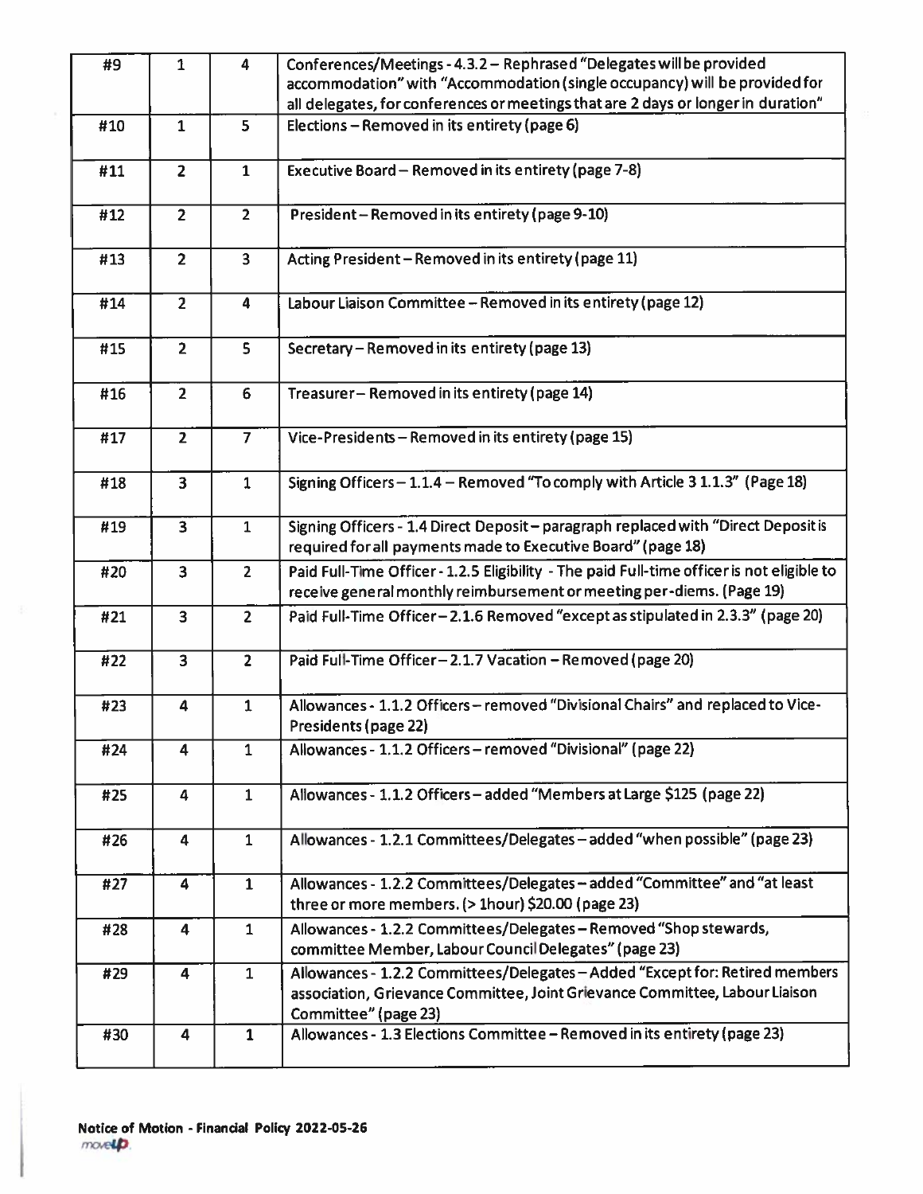| #9 | 1 | 4 | Conferences/Meetings - 4.3.2 – Rephrased "Delegates will be provided accommodation" with "Accommodation (single occupancy) will be provided for all delegates, for conferences or meetings that are 2 days or longer in duration" |
|---|---|---|---|
| #10 | 1 | 5 | Elections – Removed in its entirety (page 6) |
| #11 | 2 | 1 | Executive Board – Removed in its entirety (page 7-8) |
| #12 | 2 | 2 | President – Removed in its entirety (page 9-10) |
| #13 | 2 | 3 | Acting President – Removed in its entirety (page 11) |
| #14 | 2 | 4 | Labour Liaison Committee – Removed in its entirety (page 12) |
| #15 | 2 | 5 | Secretary – Removed in its entirety (page 13) |
| #16 | 2 | 6 | Treasurer – Removed in its entirety (page 14) |
| #17 | 2 | 7 | Vice-Presidents – Removed in its entirety (page 15) |
| #18 | 3 | 1 | Signing Officers – 1.1.4 – Removed "To comply with Article 3 1.1.3" (Page 18) |
| #19 | 3 | 1 | Signing Officers - 1.4 Direct Deposit – paragraph replaced with "Direct Deposit is required for all payments made to Executive Board" (page 18) |
| #20 | 3 | 2 | Paid Full-Time Officer - 1.2.5 Eligibility - The paid Full-time officer is not eligible to receive general monthly reimbursement or meeting per-diems. (Page 19) |
| #21 | 3 | 2 | Paid Full-Time Officer – 2.1.6 Removed "except as stipulated in 2.3.3" (page 20) |
| #22 | 3 | 2 | Paid Full-Time Officer – 2.1.7 Vacation – Removed (page 20) |
| #23 | 4 | 1 | Allowances - 1.1.2 Officers – removed "Divisional Chairs" and replaced to Vice-Presidents (page 22) |
| #24 | 4 | 1 | Allowances - 1.1.2 Officers – removed "Divisional" (page 22) |
| #25 | 4 | 1 | Allowances - 1.1.2 Officers – added "Members at Large $125 (page 22) |
| #26 | 4 | 1 | Allowances - 1.2.1 Committees/Delegates – added "when possible" (page 23) |
| #27 | 4 | 1 | Allowances - 1.2.2 Committees/Delegates – added "Committee" and "at least three or more members. (> 1hour) $20.00 (page 23) |
| #28 | 4 | 1 | Allowances - 1.2.2 Committees/Delegates – Removed "Shop stewards, committee Member, Labour Council Delegates" (page 23) |
| #29 | 4 | 1 | Allowances - 1.2.2 Committees/Delegates – Added "Except for: Retired members association, Grievance Committee, Joint Grievance Committee, Labour Liaison Committee" (page 23) |
| #30 | 4 | 1 | Allowances - 1.3 Elections Committee – Removed in its entirety (page 23) |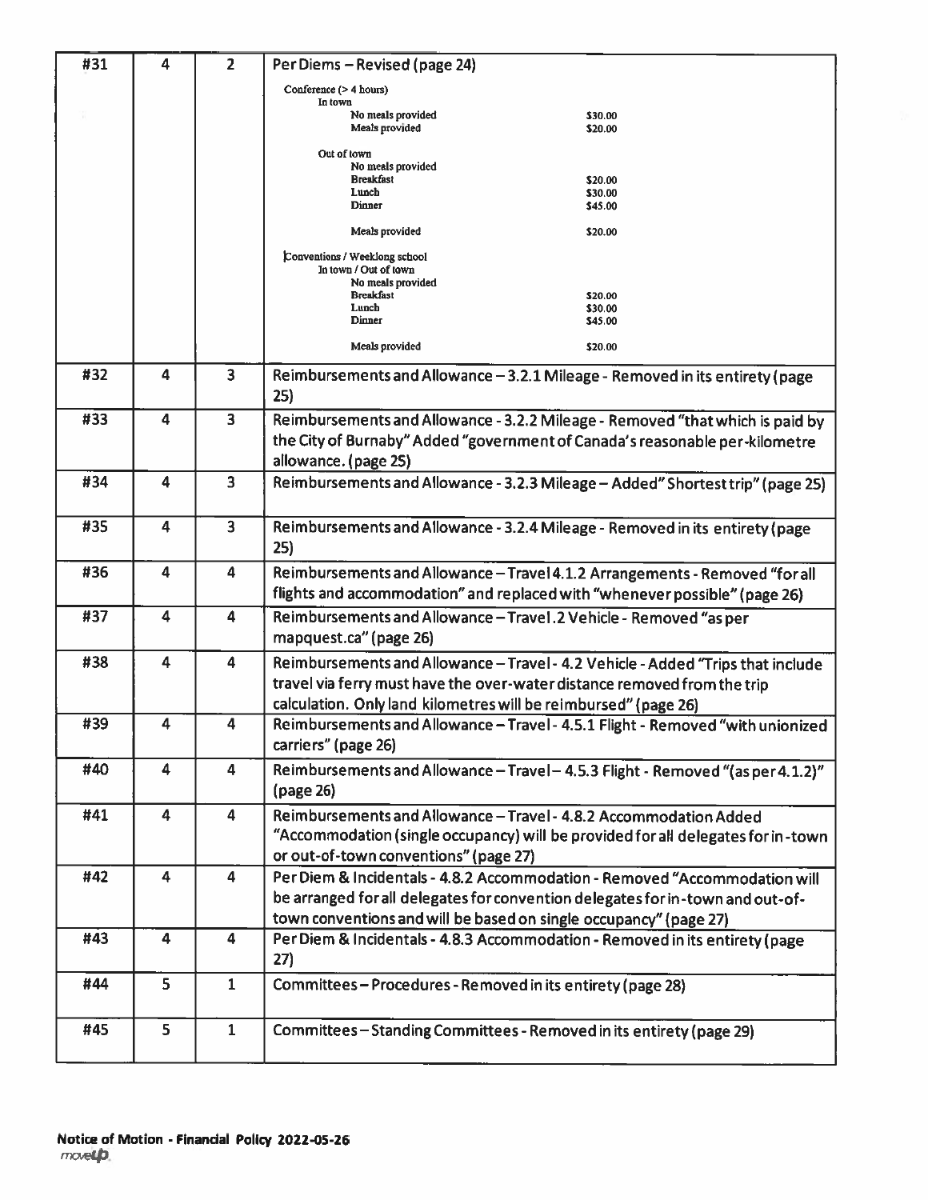| #31 | 4 | 2 | Per Diems – Revised (page 24)<br><br>Conference (> 4 hours)<br>In town<br>No meals provided $30.00<br>Meals provided $20.00<br><br>Out of town<br>No meals provided<br>Breakfast $20.00<br>Lunch $30.00<br>Dinner $45.00<br><br>Meals provided $20.00<br><br>Conventions / Weeklong school<br>In town / Out of town<br>No meals provided<br>Breakfast $20.00<br>Lunch $30.00<br>Dinner $45.00<br><br>Meals provided $20.00 |
|---|---|---|---|
| #32 | 4 | 3 | Reimbursements and Allowance – 3.2.1 Mileage - Removed in its entirety (page 25) |
| #33 | 4 | 3 | Reimbursements and Allowance - 3.2.2 Mileage - Removed "that which is paid by the City of Burnaby" Added "government of Canada's reasonable per-kilometre allowance. (page 25) |
| #34 | 4 | 3 | Reimbursements and Allowance - 3.2.3 Mileage – Added" Shortest trip" (page 25) |
| #35 | 4 | 3 | Reimbursements and Allowance - 3.2.4 Mileage - Removed in its entirety (page 25) |
| #36 | 4 | 4 | Reimbursements and Allowance – Travel 4.1.2 Arrangements - Removed "for all flights and accommodation" and replaced with "whenever possible" (page 26) |
| #37 | 4 | 4 | Reimbursements and Allowance – Travel .2 Vehicle - Removed "as per mapquest.ca" (page 26) |
| #38 | 4 | 4 | Reimbursements and Allowance – Travel - 4.2 Vehicle - Added "Trips that include travel via ferry must have the over-water distance removed from the trip calculation. Only land kilometres will be reimbursed" (page 26) |
| #39 | 4 | 4 | Reimbursements and Allowance – Travel - 4.5.1 Flight - Removed "with unionized carriers" (page 26) |
| #40 | 4 | 4 | Reimbursements and Allowance – Travel – 4.5.3 Flight - Removed "(as per 4.1.2)" (page 26) |
| #41 | 4 | 4 | Reimbursements and Allowance – Travel - 4.8.2 Accommodation Added "Accommodation (single occupancy) will be provided for all delegates for in-town or out-of-town conventions" (page 27) |
| #42 | 4 | 4 | Per Diem & Incidentals - 4.8.2 Accommodation - Removed "Accommodation will be arranged for all delegates for convention delegates for in-town and out-of-town conventions and will be based on single occupancy" (page 27) |
| #43 | 4 | 4 | Per Diem & Incidentals - 4.8.3 Accommodation - Removed in its entirety (page 27) |
| #44 | 5 | 1 | Committees – Procedures - Removed in its entirety (page 28) |
| #45 | 5 | 1 | Committees – Standing Committees - Removed in its entirety (page 29) |

**Notice of Motion - Financial Policy 2022-05-26**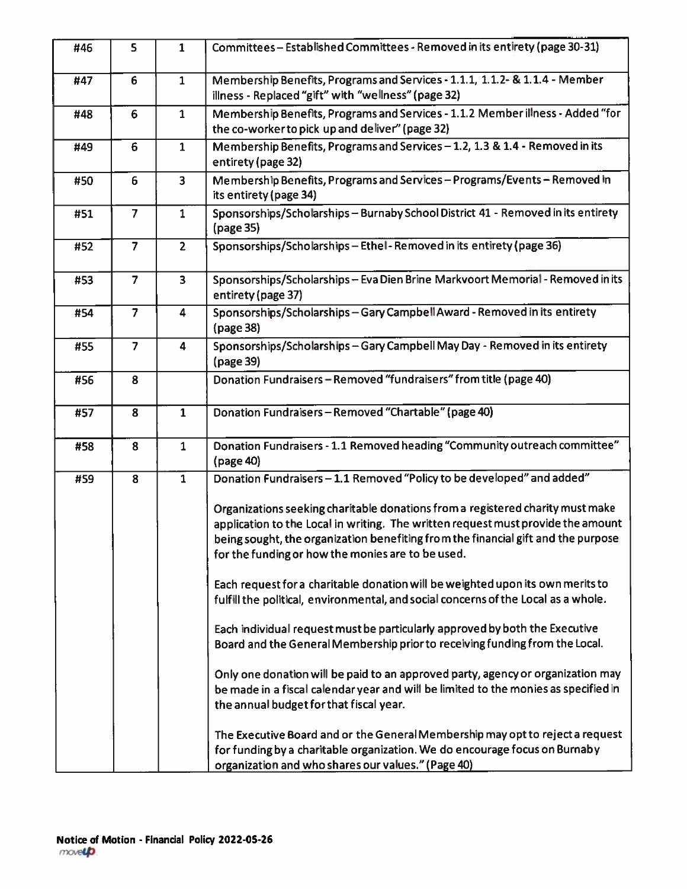| | | | |
|---|---|---|---|
| #46 | 5 | 1 | Committees – Established Committees - Removed in its entirety (page 30-31) |
| #47 | 6 | 1 | Membership Benefits, Programs and Services - 1.1.1, 1.1.2- & 1.1.4 - Member illness - Replaced "gift" with "wellness" (page 32) |
| #48 | 6 | 1 | Membership Benefits, Programs and Services - 1.1.2 Member illness - Added "for the co-worker to pick up and deliver" (page 32) |
| #49 | 6 | 1 | Membership Benefits, Programs and Services – 1.2, 1.3 & 1.4 - Removed in its entirety (page 32) |
| #50 | 6 | 3 | Membership Benefits, Programs and Services – Programs/Events – Removed in its entirety (page 34) |
| #51 | 7 | 1 | Sponsorships/Scholarships – Burnaby School District 41 - Removed in its entirety (page 35) |
| #52 | 7 | 2 | Sponsorships/Scholarships – Ethel - Removed in its entirety (page 36) |
| #53 | 7 | 3 | Sponsorships/Scholarships – Eva Dien Brine Markvoort Memorial - Removed in its entirety (page 37) |
| #54 | 7 | 4 | Sponsorships/Scholarships – Gary Campbell Award - Removed in its entirety (page 38) |
| #55 | 7 | 4 | Sponsorships/Scholarships – Gary Campbell May Day - Removed in its entirety (page 39) |
| #56 | 8 | | Donation Fundraisers – Removed "fundraisers" from title (page 40) |
| #57 | 8 | 1 | Donation Fundraisers – Removed "Chartable" (page 40) |
| #58 | 8 | 1 | Donation Fundraisers - 1.1 Removed heading "Community outreach committee" (page 40) |
| #59 | 8 | 1 | Donation Fundraisers – 1.1 Removed "Policy to be developed" and added"<br><br>Organizations seeking charitable donations from a registered charity must make application to the Local in writing. The written request must provide the amount being sought, the organization benefiting from the financial gift and the purpose for the funding or how the monies are to be used.<br><br>Each request for a charitable donation will be weighted upon its own merits to fulfill the political, environmental, and social concerns of the Local as a whole.<br><br>Each individual request must be particularly approved by both the Executive Board and the General Membership prior to receiving funding from the Local.<br><br>Only one donation will be paid to an approved party, agency or organization may be made in a fiscal calendar year and will be limited to the monies as specified in the annual budget for that fiscal year.<br><br>The Executive Board and or the General Membership may opt to reject a request for funding by a charitable organization. We do encourage focus on Burnaby organization and who shares our values." (Page 40) |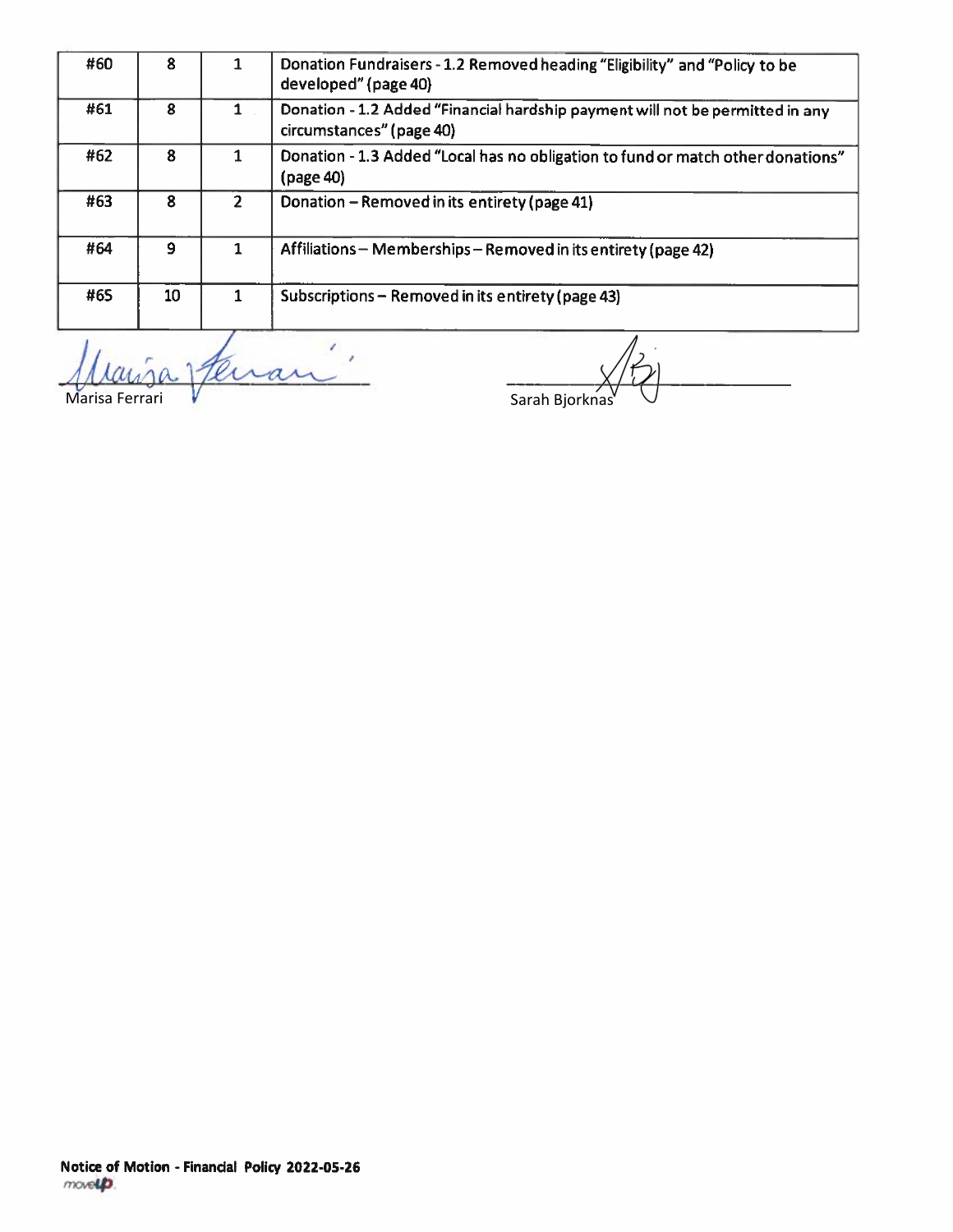| | | | |
|---|---|---|---|
| #60 | 8 | 1 | Donation Fundraisers - 1.2 Removed heading "Eligibility" and "Policy to be developed" (page 40) |
| #61 | 8 | 1 | Donation - 1.2 Added "Financial hardship payment will not be permitted in any circumstances" (page 40) |
| #62 | 8 | 1 | Donation - 1.3 Added "Local has no obligation to fund or match other donations" (page 40) |
| #63 | 8 | 2 | Donation – Removed in its entirety (page 41) |
| #64 | 9 | 1 | Affiliations – Memberships – Removed in its entirety (page 42) |
| #65 | 10 | 1 | Subscriptions – Removed in its entirety (page 43) |

Marisa Ferrari

Sarah Bjorknas

**Notice of Motion - Financial Policy 2022-05-26**